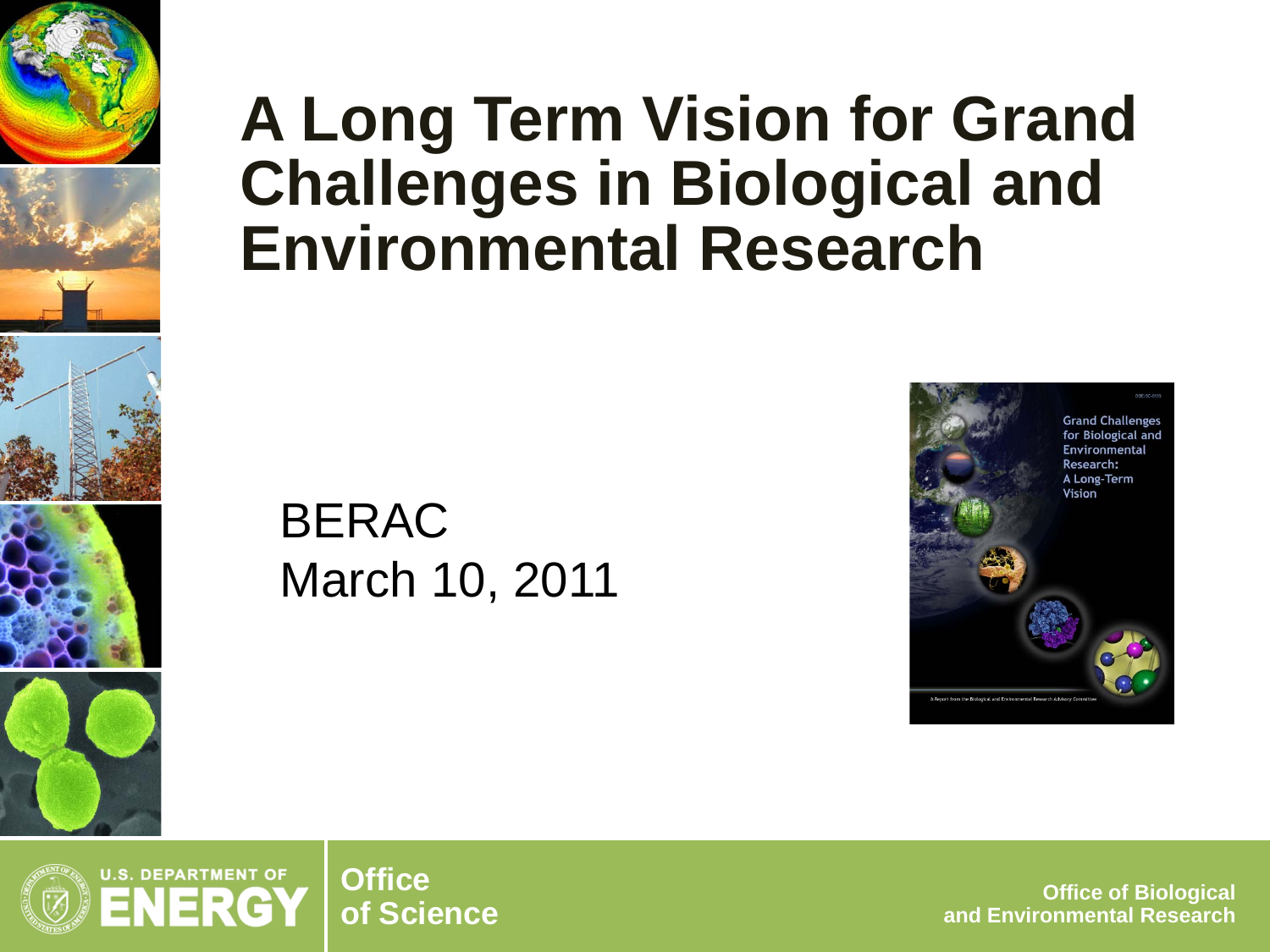# A Long Term Vision for Grand Challenges in Biological and Environmental Research

BERAC
March 10, 2011

U.S. DEPARTMENT OF ENERGY

Office of Science

Office of Biological and Environmental Research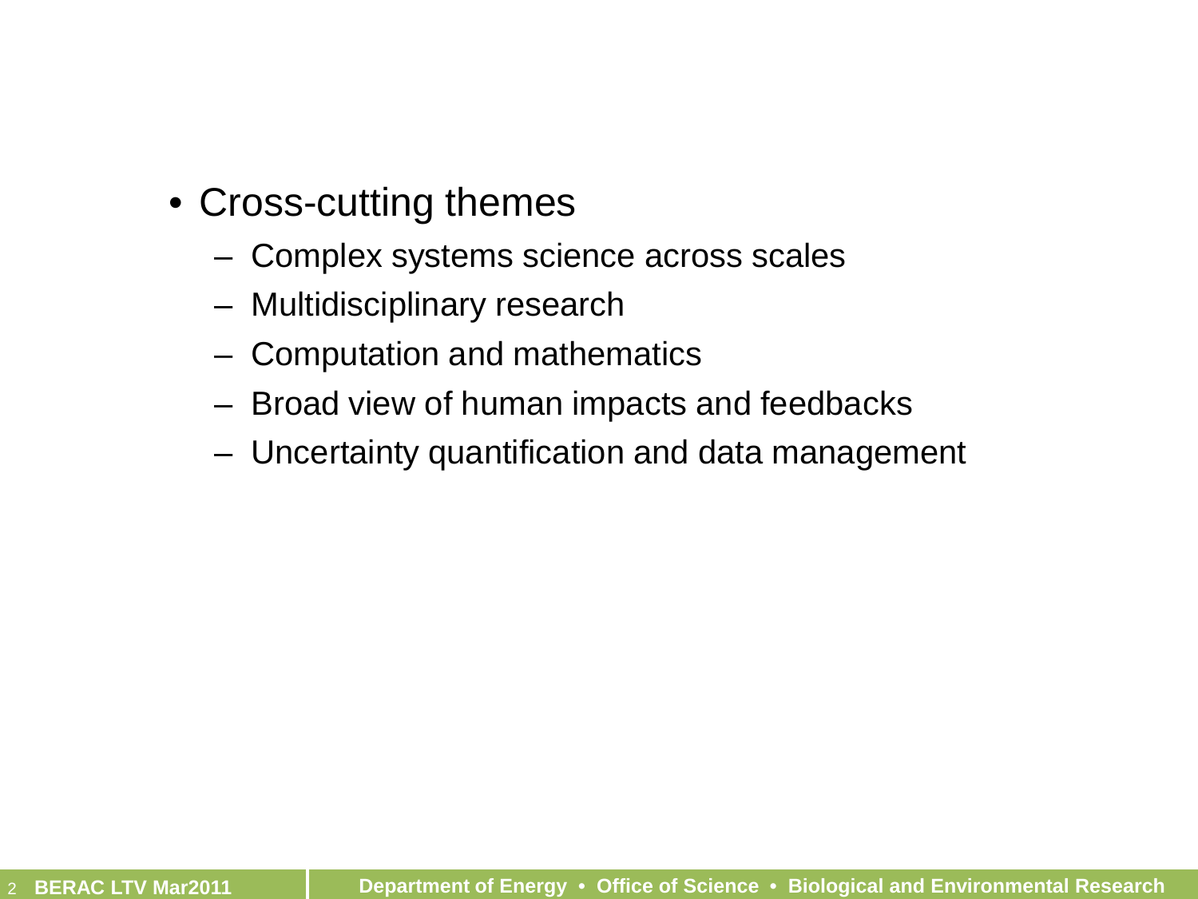- Cross-cutting themes
  - Complex systems science across scales
  - Multidisciplinary research
  - Computation and mathematics
  - Broad view of human impacts and feedbacks
  - Uncertainty quantification and data management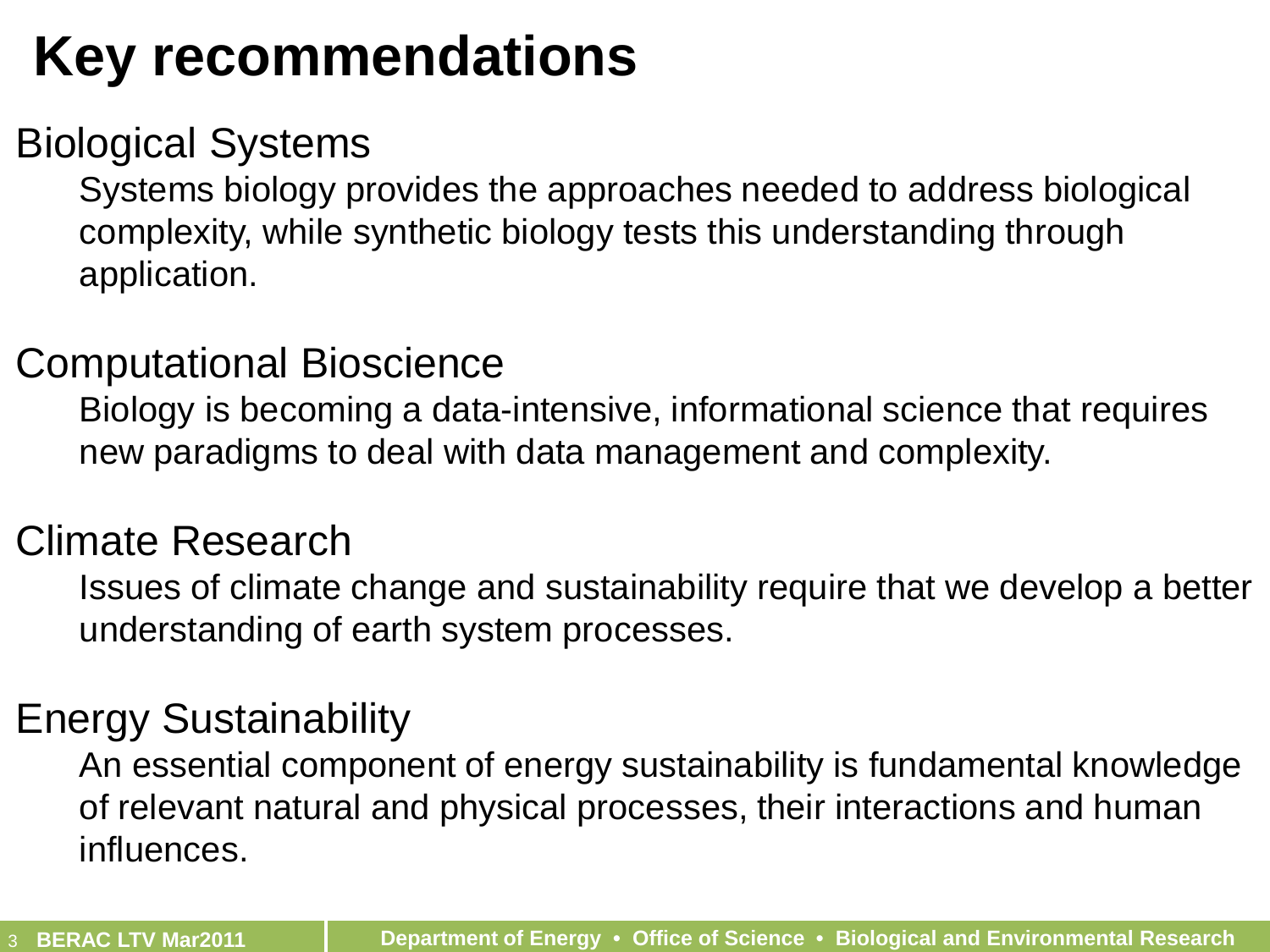# Key recommendations

## Biological Systems

Systems biology provides the approaches needed to address biological complexity, while synthetic biology tests this understanding through application.

## Computational Bioscience

Biology is becoming a data-intensive, informational science that requires new paradigms to deal with data management and complexity.

## Climate Research

Issues of climate change and sustainability require that we develop a better understanding of earth system processes.

## Energy Sustainability

An essential component of energy sustainability is fundamental knowledge of relevant natural and physical processes, their interactions and human influences.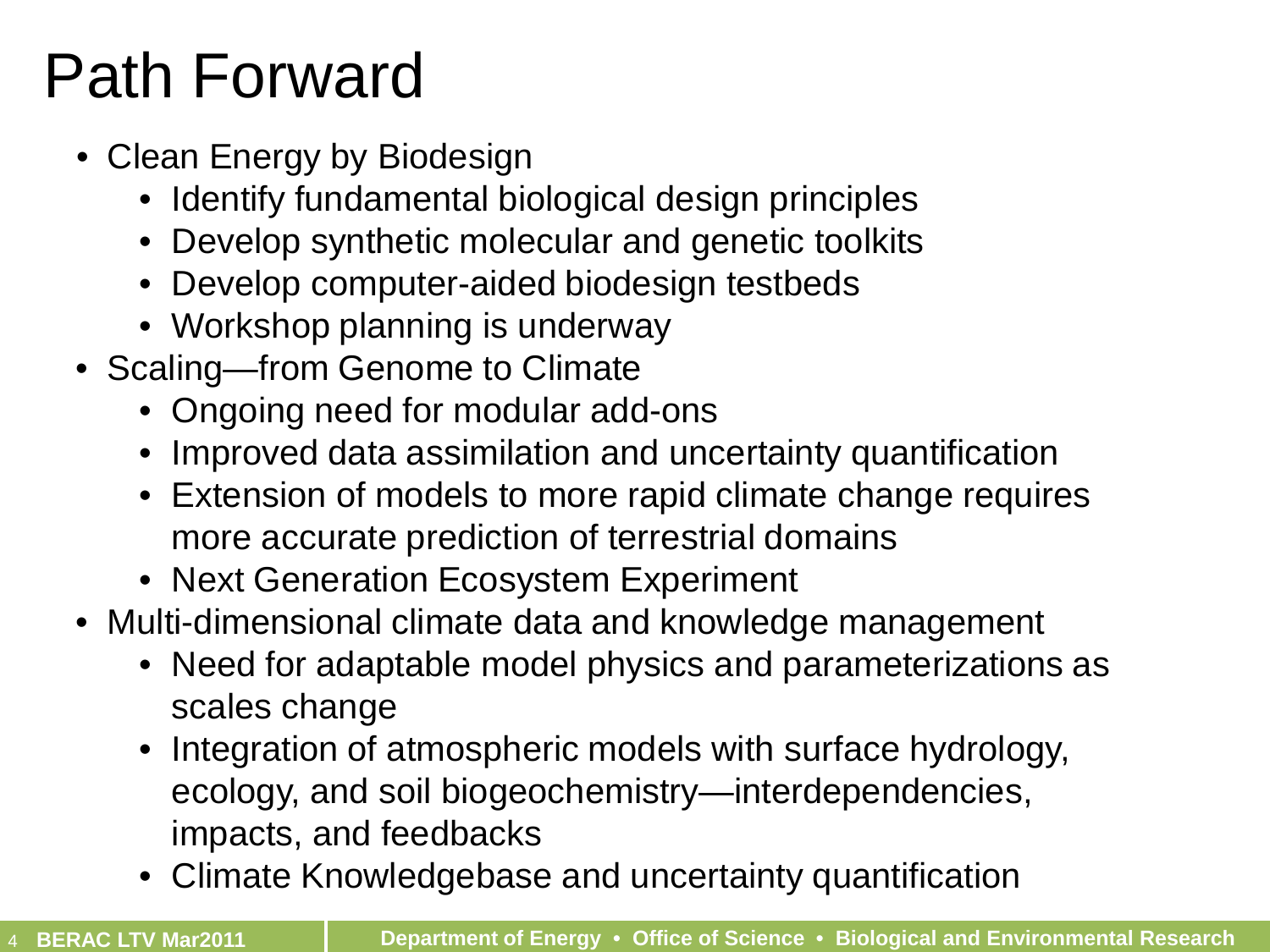# Path Forward

- Clean Energy by Biodesign
  - Identify fundamental biological design principles
  - Develop synthetic molecular and genetic toolkits
  - Develop computer-aided biodesign testbeds
  - Workshop planning is underway
- Scaling—from Genome to Climate
  - Ongoing need for modular add-ons
  - Improved data assimilation and uncertainty quantification
  - Extension of models to more rapid climate change requires more accurate prediction of terrestrial domains
  - Next Generation Ecosystem Experiment
- Multi-dimensional climate data and knowledge management
  - Need for adaptable model physics and parameterizations as scales change
  - Integration of atmospheric models with surface hydrology, ecology, and soil biogeochemistry—interdependencies, impacts, and feedbacks
  - Climate Knowledgebase and uncertainty quantification